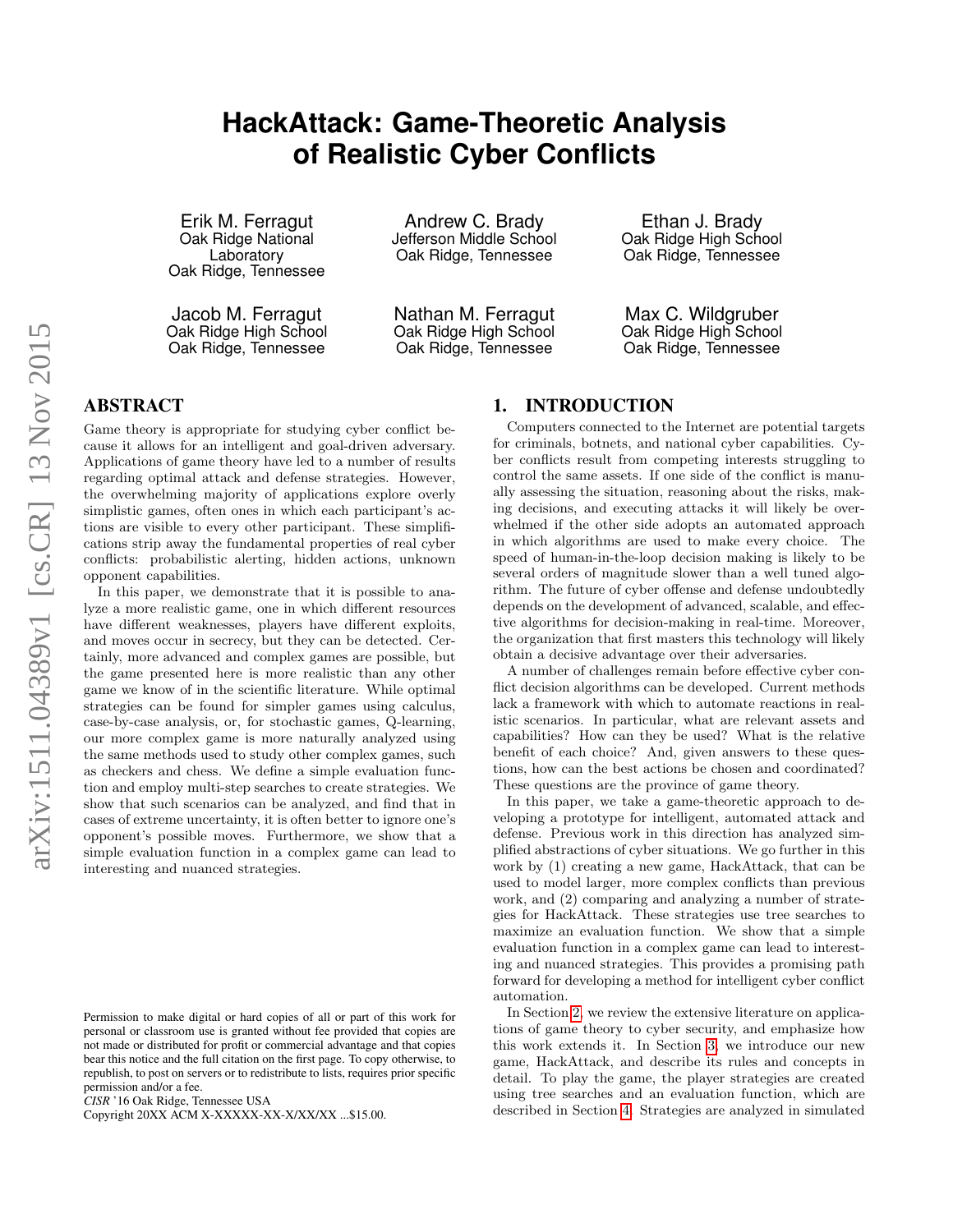# HackAttack: Game-Theoretic Analysis of Realistic Cyber Conflicts

Erik M. Ferragut
Oak Ridge National Laboratory
Oak Ridge, Tennessee

Andrew C. Brady
Jefferson Middle School
Oak Ridge, Tennessee

Ethan J. Brady
Oak Ridge High School
Oak Ridge, Tennessee

Jacob M. Ferragut
Oak Ridge High School
Oak Ridge, Tennessee

Nathan M. Ferragut
Oak Ridge High School
Oak Ridge, Tennessee

Max C. Wildgruber
Oak Ridge High School
Oak Ridge, Tennessee

## ABSTRACT

Game theory is appropriate for studying cyber conflict because it allows for an intelligent and goal-driven adversary. Applications of game theory have led to a number of results regarding optimal attack and defense strategies. However, the overwhelming majority of applications explore overly simplistic games, often ones in which each participant's actions are visible to every other participant. These simplifications strip away the fundamental properties of real cyber conflicts: probabilistic alerting, hidden actions, unknown opponent capabilities.

In this paper, we demonstrate that it is possible to analyze a more realistic game, one in which different resources have different weaknesses, players have different exploits, and moves occur in secrecy, but they can be detected. Certainly, more advanced and complex games are possible, but the game presented here is more realistic than any other game we know of in the scientific literature. While optimal strategies can be found for simpler games using calculus, case-by-case analysis, or, for stochastic games, Q-learning, our more complex game is more naturally analyzed using the same methods used to study other complex games, such as checkers and chess. We define a simple evaluation function and employ multi-step searches to create strategies. We show that such scenarios can be analyzed, and find that in cases of extreme uncertainty, it is often better to ignore one's opponent's possible moves. Furthermore, we show that a simple evaluation function in a complex game can lead to interesting and nuanced strategies.

Permission to make digital or hard copies of all or part of this work for personal or classroom use is granted without fee provided that copies are not made or distributed for profit or commercial advantage and that copies bear this notice and the full citation on the first page. To copy otherwise, to republish, to post on servers or to redistribute to lists, requires prior specific permission and/or a fee.
*CISR* '16 Oak Ridge, Tennessee USA
Copyright 20XX ACM X-XXXXX-XX-X/XX/XX ...$15.00.

## 1. INTRODUCTION

Computers connected to the Internet are potential targets for criminals, botnets, and national cyber capabilities. Cyber conflicts result from competing interests struggling to control the same assets. If one side of the conflict is manually assessing the situation, reasoning about the risks, making decisions, and executing attacks it will likely be overwhelmed if the other side adopts an automated approach in which algorithms are used to make every choice. The speed of human-in-the-loop decision making is likely to be several orders of magnitude slower than a well tuned algorithm. The future of cyber offense and defense undoubtedly depends on the development of advanced, scalable, and effective algorithms for decision-making in real-time. Moreover, the organization that first masters this technology will likely obtain a decisive advantage over their adversaries.

A number of challenges remain before effective cyber conflict decision algorithms can be developed. Current methods lack a framework with which to automate reactions in realistic scenarios. In particular, what are relevant assets and capabilities? How can they be used? What is the relative benefit of each choice? And, given answers to these questions, how can the best actions be chosen and coordinated? These questions are the province of game theory.

In this paper, we take a game-theoretic approach to developing a prototype for intelligent, automated attack and defense. Previous work in this direction has analyzed simplified abstractions of cyber situations. We go further in this work by (1) creating a new game, HackAttack, that can be used to model larger, more complex conflicts than previous work, and (2) comparing and analyzing a number of strategies for HackAttack. These strategies use tree searches to maximize an evaluation function. We show that a simple evaluation function in a complex game can lead to interesting and nuanced strategies. This provides a promising path forward for developing a method for intelligent cyber conflict automation.

In Section 2, we review the extensive literature on applications of game theory to cyber security, and emphasize how this work extends it. In Section 3, we introduce our new game, HackAttack, and describe its rules and concepts in detail. To play the game, the player strategies are created using tree searches and an evaluation function, which are described in Section 4. Strategies are analyzed in simulated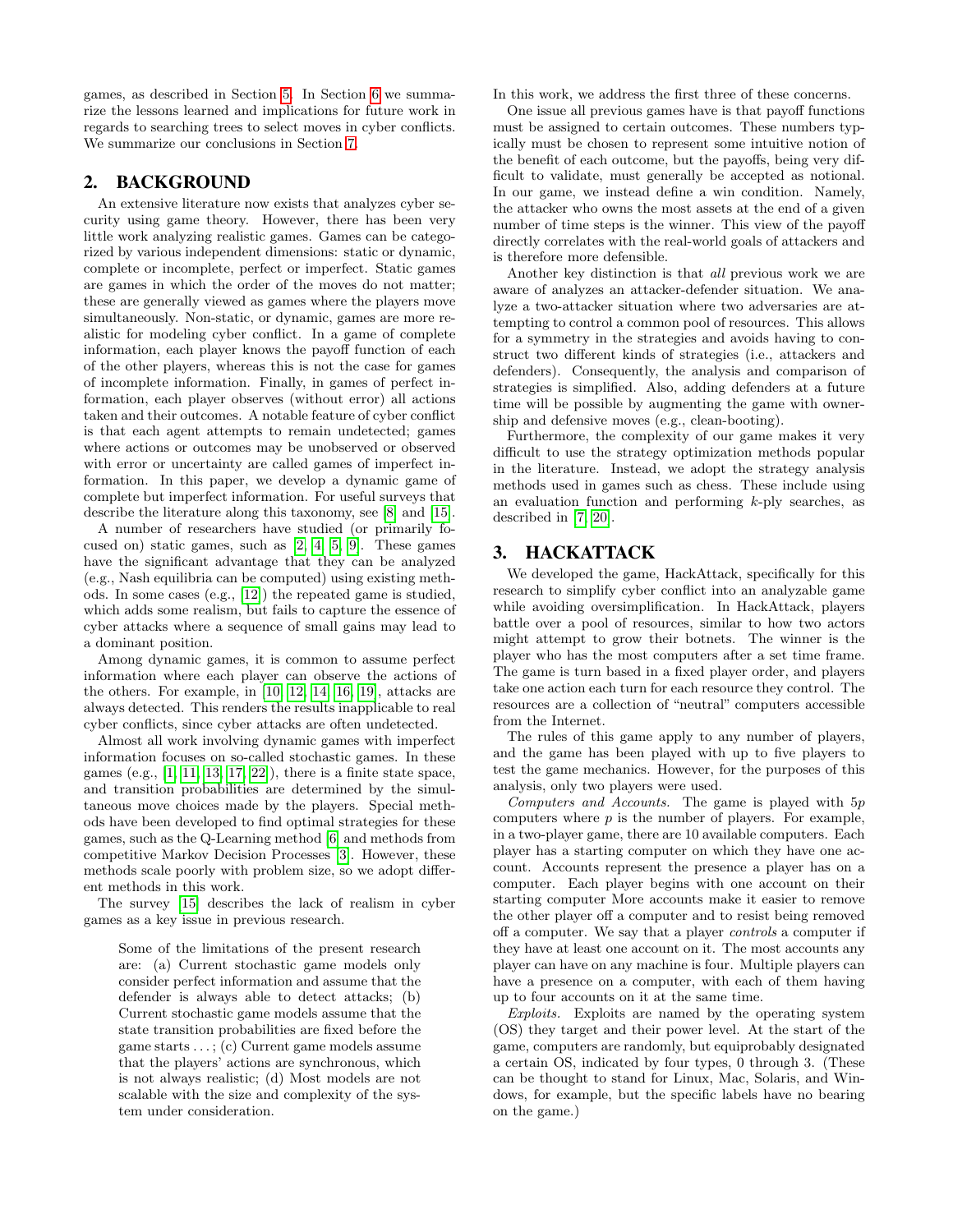games, as described in Section 5. In Section 6 we summarize the lessons learned and implications for future work in regards to searching trees to select moves in cyber conflicts. We summarize our conclusions in Section 7.

## 2. BACKGROUND

An extensive literature now exists that analyzes cyber security using game theory. However, there has been very little work analyzing realistic games. Games can be categorized by various independent dimensions: static or dynamic, complete or incomplete, perfect or imperfect. Static games are games in which the order of the moves do not matter; these are generally viewed as games where the players move simultaneously. Non-static, or dynamic, games are more realistic for modeling cyber conflict. In a game of complete information, each player knows the payoff function of each of the other players, whereas this is not the case for games of incomplete information. Finally, in games of perfect information, each player observes (without error) all actions taken and their outcomes. A notable feature of cyber conflict is that each agent attempts to remain undetected; games where actions or outcomes may be unobserved or observed with error or uncertainty are called games of imperfect information. In this paper, we develop a dynamic game of complete but imperfect information. For useful surveys that describe the literature along this taxonomy, see [8] and [15].

A number of researchers have studied (or primarily focused on) static games, such as [2, 4, 5, 9]. These games have the significant advantage that they can be analyzed (e.g., Nash equilibria can be computed) using existing methods. In some cases (e.g., [12]) the repeated game is studied, which adds some realism, but fails to capture the essence of cyber attacks where a sequence of small gains may lead to a dominant position.

Among dynamic games, it is common to assume perfect information where each player can observe the actions of the others. For example, in [10, 12, 14, 16, 19], attacks are always detected. This renders the results inapplicable to real cyber conflicts, since cyber attacks are often undetected.

Almost all work involving dynamic games with imperfect information focuses on so-called stochastic games. In these games (e.g., [1, 11, 13, 17, 22]), there is a finite state space, and transition probabilities are determined by the simultaneous move choices made by the players. Special methods have been developed to find optimal strategies for these games, such as the Q-Learning method [6] and methods from competitive Markov Decision Processes [3]. However, these methods scale poorly with problem size, so we adopt different methods in this work.

The survey [15] describes the lack of realism in cyber games as a key issue in previous research.

> Some of the limitations of the present research are: (a) Current stochastic game models only consider perfect information and assume that the defender is always able to detect attacks; (b) Current stochastic game models assume that the state transition probabilities are fixed before the game starts . . . ; (c) Current game models assume that the players' actions are synchronous, which is not always realistic; (d) Most models are not scalable with the size and complexity of the system under consideration.

In this work, we address the first three of these concerns.

One issue all previous games have is that payoff functions must be assigned to certain outcomes. These numbers typically must be chosen to represent some intuitive notion of the benefit of each outcome, but the payoffs, being very difficult to validate, must generally be accepted as notional. In our game, we instead define a win condition. Namely, the attacker who owns the most assets at the end of a given number of time steps is the winner. This view of the payoff directly correlates with the real-world goals of attackers and is therefore more defensible.

Another key distinction is that *all* previous work we are aware of analyzes an attacker-defender situation. We analyze a two-attacker situation where two adversaries are attempting to control a common pool of resources. This allows for a symmetry in the strategies and avoids having to construct two different kinds of strategies (i.e., attackers and defenders). Consequently, the analysis and comparison of strategies is simplified. Also, adding defenders at a future time will be possible by augmenting the game with ownership and defensive moves (e.g., clean-booting).

Furthermore, the complexity of our game makes it very difficult to use the strategy optimization methods popular in the literature. Instead, we adopt the strategy analysis methods used in games such as chess. These include using an evaluation function and performing $k$-ply searches, as described in [7, 20].

## 3. HACKATTACK

We developed the game, HackAttack, specifically for this research to simplify cyber conflict into an analyzable game while avoiding oversimplification. In HackAttack, players battle over a pool of resources, similar to how two actors might attempt to grow their botnets. The winner is the player who has the most computers after a set time frame. The game is turn based in a fixed player order, and players take one action each turn for each resource they control. The resources are a collection of "neutral" computers accessible from the Internet.

The rules of this game apply to any number of players, and the game has been played with up to five players to test the game mechanics. However, for the purposes of this analysis, only two players were used.

*Computers and Accounts.* The game is played with $5p$ computers where $p$ is the number of players. For example, in a two-player game, there are 10 available computers. Each player has a starting computer on which they have one account. Accounts represent the presence a player has on a computer. Each player begins with one account on their starting computer More accounts make it easier to remove the other player off a computer and to resist being removed off a computer. We say that a player *controls* a computer if they have at least one account on it. The most accounts any player can have on any machine is four. Multiple players can have a presence on a computer, with each of them having up to four accounts on it at the same time.

*Exploits.* Exploits are named by the operating system (OS) they target and their power level. At the start of the game, computers are randomly, but equiprobably designated a certain OS, indicated by four types, 0 through 3. (These can be thought to stand for Linux, Mac, Solaris, and Windows, for example, but the specific labels have no bearing on the game.)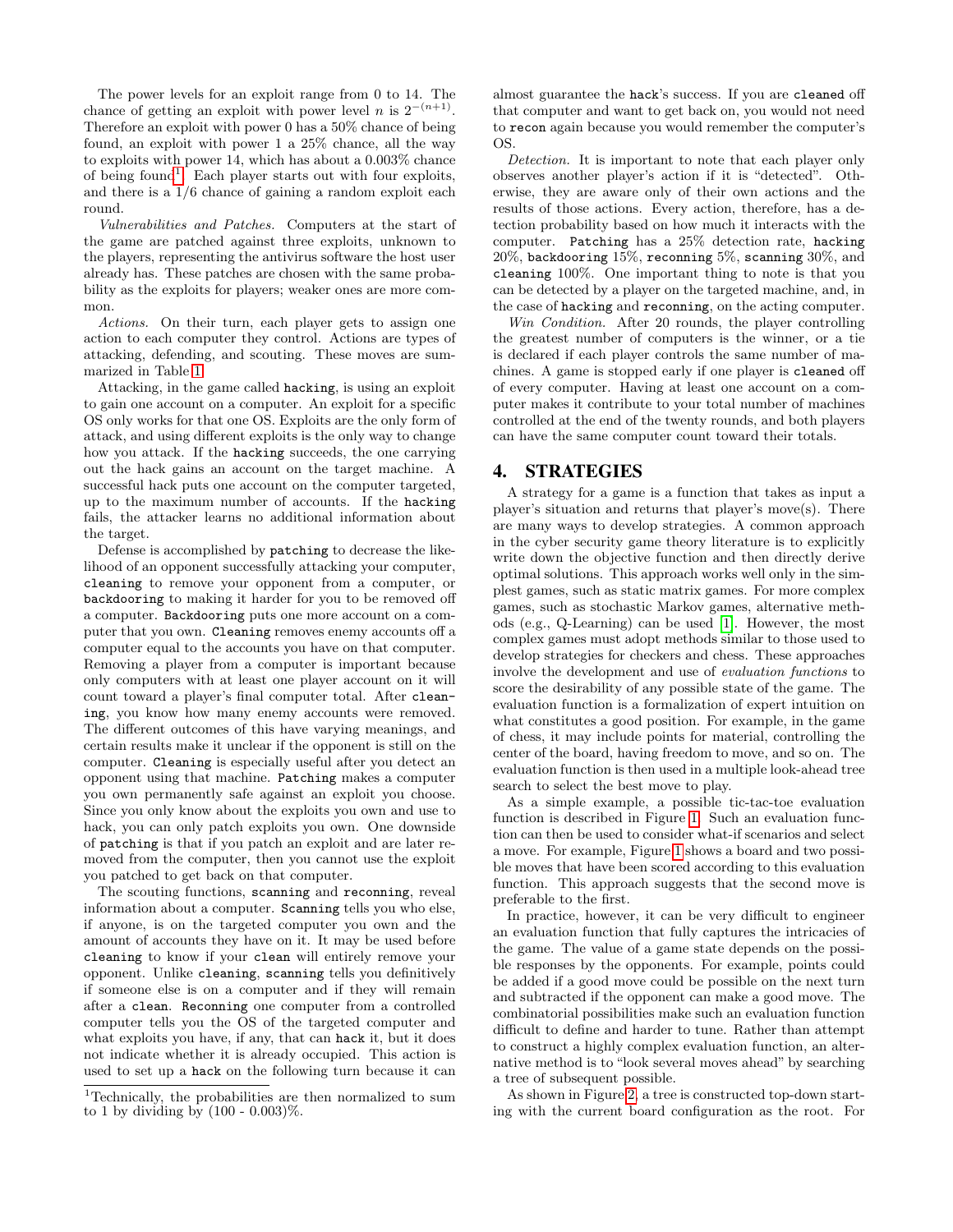The power levels for an exploit range from 0 to 14. The chance of getting an exploit with power level $n$ is $2^{-(n+1)}$. Therefore an exploit with power 0 has a 50% chance of being found, an exploit with power 1 a 25% chance, all the way to exploits with power 14, which has about a 0.003% chance of being found[1]. Each player starts out with four exploits, and there is a 1/6 chance of gaining a random exploit each round.

*Vulnerabilities and Patches.* Computers at the start of the game are patched against three exploits, unknown to the players, representing the antivirus software the host user already has. These patches are chosen with the same probability as the exploits for players; weaker ones are more common.

*Actions.* On their turn, each player gets to assign one action to each computer they control. Actions are types of attacking, defending, and scouting. These moves are summarized in Table 1.

Attacking, in the game called `hacking`, is using an exploit to gain one account on a computer. An exploit for a specific OS only works for that one OS. Exploits are the only form of attack, and using different exploits is the only way to change how you attack. If the `hacking` succeeds, the one carrying out the hack gains an account on the target machine. A successful hack puts one account on the computer targeted, up to the maximum number of accounts. If the `hacking` fails, the attacker learns no additional information about the target.

Defense is accomplished by `patching` to decrease the likelihood of an opponent successfully attacking your computer, `cleaning` to remove your opponent from a computer, or `backdooring` to making it harder for you to be removed off a computer. `Backdooring` puts one more account on a computer that you own. `Cleaning` removes enemy accounts off a computer equal to the accounts you have on that computer. Removing a player from a computer is important because only computers with at least one player account on it will count toward a player's final computer total. After `cleaning`, you know how many enemy accounts were removed. The different outcomes of this have varying meanings, and certain results make it unclear if the opponent is still on the computer. `Cleaning` is especially useful after you detect an opponent using that machine. `Patching` makes a computer you own permanently safe against an exploit you choose. Since you only know about the exploits you own and use to hack, you can only patch exploits you own. One downside of `patching` is that if you patch an exploit and are later removed from the computer, then you cannot use the exploit you patched to get back on that computer.

The scouting functions, `scanning` and `reconning`, reveal information about a computer. `Scanning` tells you who else, if anyone, is on the targeted computer you own and the amount of accounts they have on it. It may be used before `cleaning` to know if your `clean` will entirely remove your opponent. Unlike `cleaning`, `scanning` tells you definitively if someone else is on a computer and if they will remain after a `clean`. `Reconning` one computer from a controlled computer tells you the OS of the targeted computer and what exploits you have, if any, that can `hack` it, but it does not indicate whether it is already occupied. This action is used to set up a `hack` on the following turn because it can almost guarantee the `hack`'s success. If you are `cleaned` off that computer and want to get back on, you would not need to `recon` again because you would remember the computer's OS.

*Detection.* It is important to note that each player only observes another player's action if it is "detected". Otherwise, they are aware only of their own actions and the results of those actions. Every action, therefore, has a detection probability based on how much it interacts with the computer. `Patching` has a 25% detection rate, `hacking` 20%, `backdooring` 15%, `reconning` 5%, `scanning` 30%, and `cleaning` 100%. One important thing to note is that you can be detected by a player on the targeted machine, and, in the case of `hacking` and `reconning`, on the acting computer.

*Win Condition.* After 20 rounds, the player controlling the greatest number of computers is the winner, or a tie is declared if each player controls the same number of machines. A game is stopped early if one player is `cleaned` off of every computer. Having at least one account on a computer makes it contribute to your total number of machines controlled at the end of the twenty rounds, and both players can have the same computer count toward their totals.

## 4. STRATEGIES

A strategy for a game is a function that takes as input a player's situation and returns that player's move(s). There are many ways to develop strategies. A common approach in the cyber security game theory literature is to explicitly write down the objective function and then directly derive optimal solutions. This approach works well only in the simplest games, such as static matrix games. For more complex games, such as stochastic Markov games, alternative methods (e.g., Q-Learning) can be used [1]. However, the most complex games must adopt methods similar to those used to develop strategies for checkers and chess. These approaches involve the development and use of *evaluation functions* to score the desirability of any possible state of the game. The evaluation function is a formalization of expert intuition on what constitutes a good position. For example, in the game of chess, it may include points for material, controlling the center of the board, having freedom to move, and so on. The evaluation function is then used in a multiple look-ahead tree search to select the best move to play.

As a simple example, a possible tic-tac-toe evaluation function is described in Figure 1. Such an evaluation function can then be used to consider what-if scenarios and select a move. For example, Figure 1 shows a board and two possible moves that have been scored according to this evaluation function. This approach suggests that the second move is preferable to the first.

In practice, however, it can be very difficult to engineer an evaluation function that fully captures the intricacies of the game. The value of a game state depends on the possible responses by the opponents. For example, points could be added if a good move could be possible on the next turn and subtracted if the opponent can make a good move. The combinatorial possibilities make such an evaluation function difficult to define and harder to tune. Rather than attempt to construct a highly complex evaluation function, an alternative method is to "look several moves ahead" by searching a tree of subsequent possible.

As shown in Figure 2, a tree is constructed top-down starting with the current board configuration as the root. For

[1]Technically, the probabilities are then normalized to sum to 1 by dividing by (100 - 0.003)%.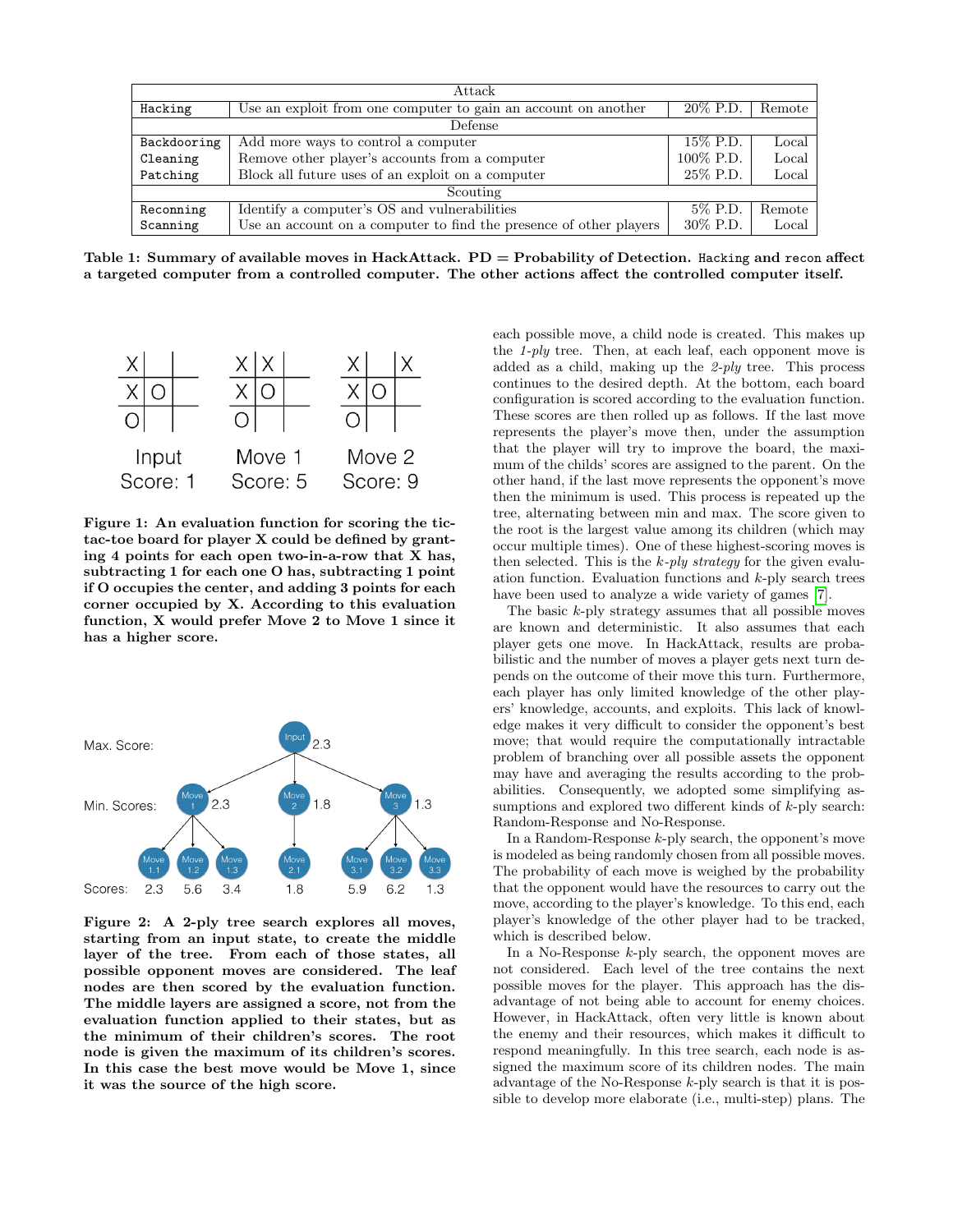| Attack | | | |
|---|---|---|---|
| `Hacking` | Use an exploit from one computer to gain an account on another | 20% P.D. | Remote |
| Defense | | | |
| `Backdooring` | Add more ways to control a computer | 15% P.D. | Local |
| `Cleaning` | Remove other player's accounts from a computer | 100% P.D. | Local |
| `Patching` | Block all future uses of an exploit on a computer | 25% P.D. | Local |
| Scouting | | | |
| `Reconning` | Identify a computer's OS and vulnerabilities | 5% P.D. | Remote |
| `Scanning` | Use an account on a computer to find the presence of other players | 30% P.D. | Local |

**Table 1: Summary of available moves in HackAttack. PD = Probability of Detection. `Hacking` and `recon` affect a targeted computer from a controlled computer. The other actions affect the controlled computer itself.**

**Figure 1: An evaluation function for scoring the tic-tac-toe board for player X could be defined by granting 4 points for each open two-in-a-row that X has, subtracting 1 for each one O has, subtracting 1 point if O occupies the center, and adding 3 points for each corner occupied by X. According to this evaluation function, X would prefer Move 2 to Move 1 since it has a higher score.**

**Figure 2: A 2-ply tree search explores all moves, starting from an input state, to create the middle layer of the tree. From each of those states, all possible opponent moves are considered. The leaf nodes are then scored by the evaluation function. The middle layers are assigned a score, not from the evaluation function applied to their states, but as the minimum of their children's scores. The root node is given the maximum of its children's scores. In this case the best move would be Move 1, since it was the source of the high score.**

each possible move, a child node is created. This makes up the *1-ply* tree. Then, at each leaf, each opponent move is added as a child, making up the *2-ply* tree. This process continues to the desired depth. At the bottom, each board configuration is scored according to the evaluation function. These scores are then rolled up as follows. If the last move represents the player's move then, under the assumption that the player will try to improve the board, the maximum of the childs' scores are assigned to the parent. On the other hand, if the last move represents the opponent's move then the minimum is used. This process is repeated up the tree, alternating between min and max. The score given to the root is the largest value among its children (which may occur multiple times). One of these highest-scoring moves is then selected. This is the *k-ply strategy* for the given evaluation function. Evaluation functions and *k*-ply search trees have been used to analyze a wide variety of games [7].

The basic *k*-ply strategy assumes that all possible moves are known and deterministic. It also assumes that each player gets one move. In HackAttack, results are probabilistic and the number of moves a player gets next turn depends on the outcome of their move this turn. Furthermore, each player has only limited knowledge of the other players' knowledge, accounts, and exploits. This lack of knowledge makes it very difficult to consider the opponent's best move; that would require the computationally intractable problem of branching over all possible assets the opponent may have and averaging the results according to the probabilities. Consequently, we adopted some simplifying assumptions and explored two different kinds of *k*-ply search: Random-Response and No-Response.

In a Random-Response *k*-ply search, the opponent's move is modeled as being randomly chosen from all possible moves. The probability of each move is weighed by the probability that the opponent would have the resources to carry out the move, according to the player's knowledge. To this end, each player's knowledge of the other player had to be tracked, which is described below.

In a No-Response *k*-ply search, the opponent moves are not considered. Each level of the tree contains the next possible moves for the player. This approach has the disadvantage of not being able to account for enemy choices. However, in HackAttack, often very little is known about the enemy and their resources, which makes it difficult to respond meaningfully. In this tree search, each node is assigned the maximum score of its children nodes. The main advantage of the No-Response *k*-ply search is that it is possible to develop more elaborate (i.e., multi-step) plans. The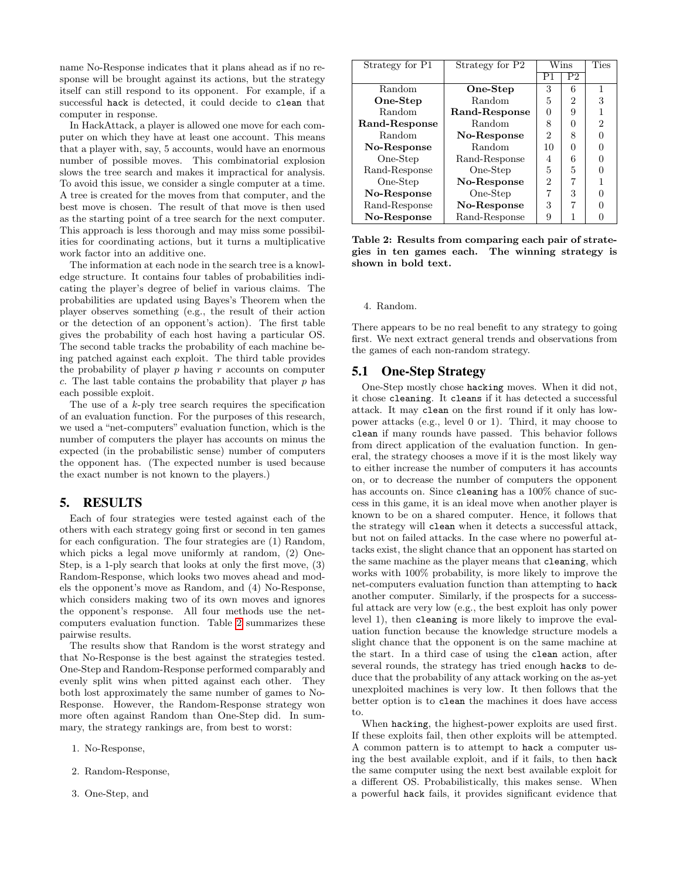name No-Response indicates that it plans ahead as if no response will be brought against its actions, but the strategy itself can still respond to its opponent. For example, if a successful `hack` is detected, it could decide to `clean` that computer in response.

In HackAttack, a player is allowed one move for each computer on which they have at least one account. This means that a player with, say, 5 accounts, would have an enormous number of possible moves. This combinatorial explosion slows the tree search and makes it impractical for analysis. To avoid this issue, we consider a single computer at a time. A tree is created for the moves from that computer, and the best move is chosen. The result of that move is then used as the starting point of a tree search for the next computer. This approach is less thorough and may miss some possibilities for coordinating actions, but it turns a multiplicative work factor into an additive one.

The information at each node in the search tree is a knowledge structure. It contains four tables of probabilities indicating the player's degree of belief in various claims. The probabilities are updated using Bayes's Theorem when the player observes something (e.g., the result of their action or the detection of an opponent's action). The first table gives the probability of each host having a particular OS. The second table tracks the probability of each machine being patched against each exploit. The third table provides the probability of player $p$ having $r$ accounts on computer $c$. The last table contains the probability that player $p$ has each possible exploit.

The use of a $k$-ply tree search requires the specification of an evaluation function. For the purposes of this research, we used a "net-computers" evaluation function, which is the number of computers the player has accounts on minus the expected (in the probabilistic sense) number of computers the opponent has. (The expected number is used because the exact number is not known to the players.)

## 5. RESULTS

Each of four strategies were tested against each of the others with each strategy going first or second in ten games for each configuration. The four strategies are (1) Random, which picks a legal move uniformly at random, (2) One-Step, is a 1-ply search that looks at only the first move, (3) Random-Response, which looks two moves ahead and models the opponent's move as Random, and (4) No-Response, which considers making two of its own moves and ignores the opponent's response. All four methods use the net-computers evaluation function. Table 2 summarizes these pairwise results.

| Strategy for P1 | Strategy for P2 | Wins | | Ties |
|---|---|---|---|---|
| | | P1 | P2 | |
| Random | **One-Step** | 3 | 6 | 1 |
| **One-Step** | Random | 5 | 2 | 3 |
| Random | **Rand-Response** | 0 | 9 | 1 |
| **Rand-Response** | Random | 8 | 0 | 2 |
| Random | **No-Response** | 2 | 8 | 0 |
| **No-Response** | Random | 10 | 0 | 0 |
| One-Step | Rand-Response | 4 | 6 | 0 |
| Rand-Response | One-Step | 5 | 5 | 0 |
| One-Step | **No-Response** | 2 | 7 | 1 |
| **No-Response** | One-Step | 7 | 3 | 0 |
| Rand-Response | **No-Response** | 3 | 7 | 0 |
| **No-Response** | Rand-Response | 9 | 1 | 0 |

**Table 2: Results from comparing each pair of strategies in ten games each. The winning strategy is shown in bold text.**

The results show that Random is the worst strategy and that No-Response is the best against the strategies tested. One-Step and Random-Response performed comparably and evenly split wins when pitted against each other. They both lost approximately the same number of games to No-Response. However, the Random-Response strategy won more often against Random than One-Step did. In summary, the strategy rankings are, from best to worst:

1. No-Response,
2. Random-Response,
3. One-Step, and
4. Random.

There appears to be no real benefit to any strategy to going first. We next extract general trends and observations from the games of each non-random strategy.

### 5.1 One-Step Strategy

One-Step mostly chose `hacking` moves. When it did not, it chose `cleaning`. It `cleans` if it has detected a successful attack. It may `clean` on the first round if it only has low-power attacks (e.g., level 0 or 1). Third, it may choose to `clean` if many rounds have passed. This behavior follows from direct application of the evaluation function. In general, the strategy chooses a move if it is the most likely way to either increase the number of computers it has accounts on, or to decrease the number of computers the opponent has accounts on. Since `cleaning` has a 100% chance of success in this game, it is an ideal move when another player is known to be on a shared computer. Hence, it follows that the strategy will `clean` when it detects a successful attack, but not on failed attacks. In the case where no powerful attacks exist, the slight chance that an opponent has started on the same machine as the player means that `cleaning`, which works with 100% probability, is more likely to improve the net-computers evaluation function than attempting to `hack` another computer. Similarly, if the prospects for a successful attack are very low (e.g., the best exploit has only power level 1), then `cleaning` is more likely to improve the evaluation function because the knowledge structure models a slight chance that the opponent is on the same machine at the start. In a third case of using the `clean` action, after several rounds, the strategy has tried enough `hacks` to deduce that the probability of any attack working on the as-yet unexploited machines is very low. It then follows that the better option is to `clean` the machines it does have access to.

When `hacking`, the highest-power exploits are used first. If these exploits fail, then other exploits will be attempted. A common pattern is to attempt to `hack` a computer using the best available exploit, and if it fails, to then `hack` the same computer using the next best available exploit for a different OS. Probabilistically, this makes sense. When a powerful `hack` fails, it provides significant evidence that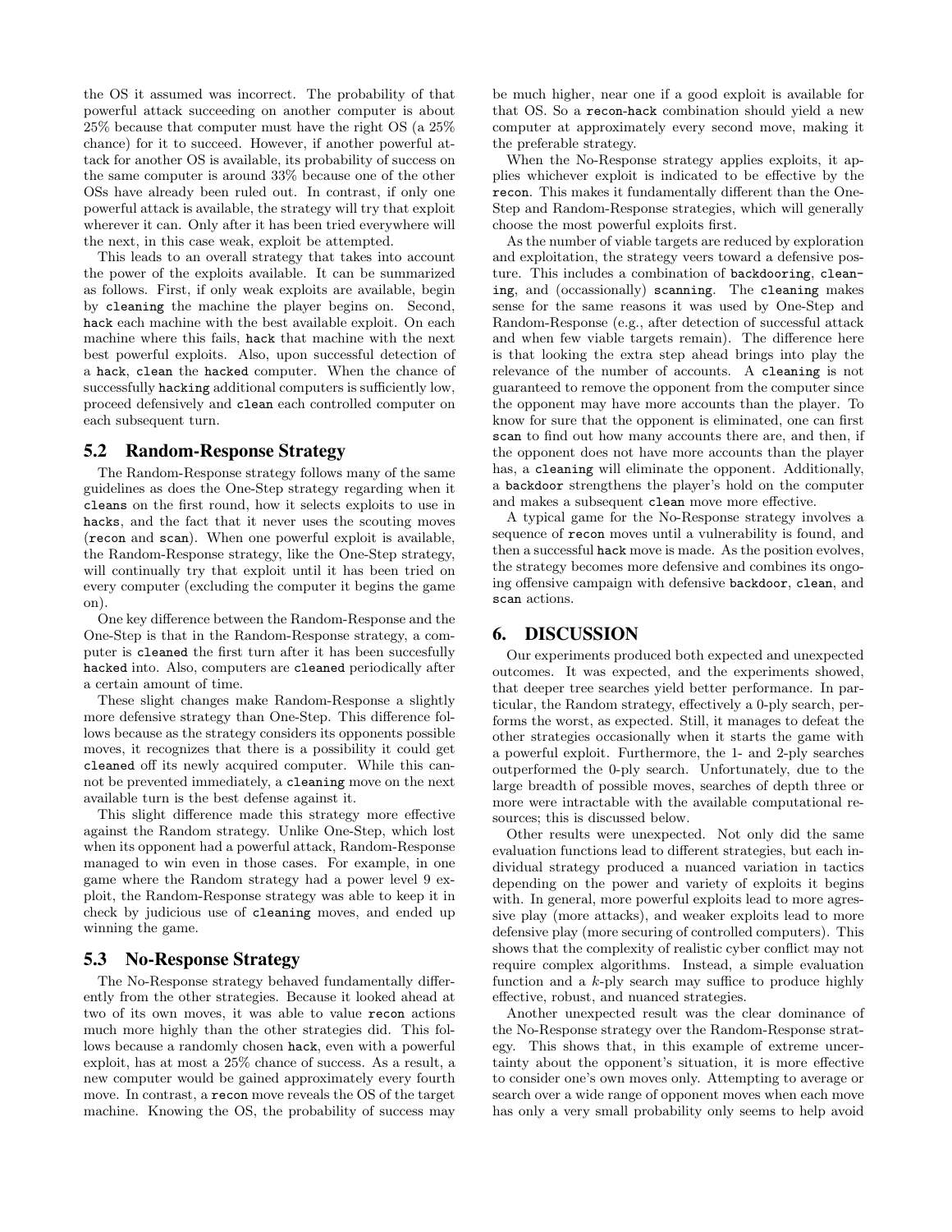the OS it assumed was incorrect. The probability of that powerful attack succeeding on another computer is about 25% because that computer must have the right OS (a 25% chance) for it to succeed. However, if another powerful attack for another OS is available, its probability of success on the same computer is around 33% because one of the other OSs have already been ruled out. In contrast, if only one powerful attack is available, the strategy will try that exploit wherever it can. Only after it has been tried everywhere will the next, in this case weak, exploit be attempted.

This leads to an overall strategy that takes into account the power of the exploits available. It can be summarized as follows. First, if only weak exploits are available, begin by `cleaning` the machine the player begins on. Second, `hack` each machine with the best available exploit. On each machine where this fails, `hack` that machine with the next best powerful exploits. Also, upon successful detection of a `hack`, `clean` the `hacked` computer. When the chance of successfully `hacking` additional computers is sufficiently low, proceed defensively and `clean` each controlled computer on each subsequent turn.

## 5.2 Random-Response Strategy

The Random-Response strategy follows many of the same guidelines as does the One-Step strategy regarding when it `cleans` on the first round, how it selects exploits to use in `hacks`, and the fact that it never uses the scouting moves (`recon` and `scan`). When one powerful exploit is available, the Random-Response strategy, like the One-Step strategy, will continually try that exploit until it has been tried on every computer (excluding the computer it begins the game on).

One key difference between the Random-Response and the One-Step is that in the Random-Response strategy, a computer is `cleaned` the first turn after it has been succesfully `hacked` into. Also, computers are `cleaned` periodically after a certain amount of time.

These slight changes make Random-Response a slightly more defensive strategy than One-Step. This difference follows because as the strategy considers its opponents possible moves, it recognizes that there is a possibility it could get `cleaned` off its newly acquired computer. While this cannot be prevented immediately, a `cleaning` move on the next available turn is the best defense against it.

This slight difference made this strategy more effective against the Random strategy. Unlike One-Step, which lost when its opponent had a powerful attack, Random-Response managed to win even in those cases. For example, in one game where the Random strategy had a power level 9 exploit, the Random-Response strategy was able to keep it in check by judicious use of `cleaning` moves, and ended up winning the game.

## 5.3 No-Response Strategy

The No-Response strategy behaved fundamentally differently from the other strategies. Because it looked ahead at two of its own moves, it was able to value `recon` actions much more highly than the other strategies did. This follows because a randomly chosen `hack`, even with a powerful exploit, has at most a 25% chance of success. As a result, a new computer would be gained approximately every fourth move. In contrast, a `recon` move reveals the OS of the target machine. Knowing the OS, the probability of success may be much higher, near one if a good exploit is available for that OS. So a `recon-hack` combination should yield a new computer at approximately every second move, making it the preferable strategy.

When the No-Response strategy applies exploits, it applies whichever exploit is indicated to be effective by the `recon`. This makes it fundamentally different than the One-Step and Random-Response strategies, which will generally choose the most powerful exploits first.

As the number of viable targets are reduced by exploration and exploitation, the strategy veers toward a defensive posture. This includes a combination of `backdooring`, `cleaning`, and (occassionally) `scanning`. The `cleaning` makes sense for the same reasons it was used by One-Step and Random-Response (e.g., after detection of successful attack and when few viable targets remain). The difference here is that looking the extra step ahead brings into play the relevance of the number of accounts. A `cleaning` is not guaranteed to remove the opponent from the computer since the opponent may have more accounts than the player. To know for sure that the opponent is eliminated, one can first `scan` to find out how many accounts there are, and then, if the opponent does not have more accounts than the player has, a `cleaning` will eliminate the opponent. Additionally, a `backdoor` strengthens the player's hold on the computer and makes a subsequent `clean` move more effective.

A typical game for the No-Response strategy involves a sequence of `recon` moves until a vulnerability is found, and then a successful `hack` move is made. As the position evolves, the strategy becomes more defensive and combines its ongoing offensive campaign with defensive `backdoor`, `clean`, and `scan` actions.

# 6. DISCUSSION

Our experiments produced both expected and unexpected outcomes. It was expected, and the experiments showed, that deeper tree searches yield better performance. In particular, the Random strategy, effectively a 0-ply search, performs the worst, as expected. Still, it manages to defeat the other strategies occasionally when it starts the game with a powerful exploit. Furthermore, the 1- and 2-ply searches outperformed the 0-ply search. Unfortunately, due to the large breadth of possible moves, searches of depth three or more were intractable with the available computational resources; this is discussed below.

Other results were unexpected. Not only did the same evaluation functions lead to different strategies, but each individual strategy produced a nuanced variation in tactics depending on the power and variety of exploits it begins with. In general, more powerful exploits lead to more agressive play (more attacks), and weaker exploits lead to more defensive play (more securing of controlled computers). This shows that the complexity of realistic cyber conflict may not require complex algorithms. Instead, a simple evaluation function and a $k$-ply search may suffice to produce highly effective, robust, and nuanced strategies.

Another unexpected result was the clear dominance of the No-Response strategy over the Random-Response strategy. This shows that, in this example of extreme uncertainty about the opponent's situation, it is more effective to consider one's own moves only. Attempting to average or search over a wide range of opponent moves when each move has only a very small probability only seems to help avoid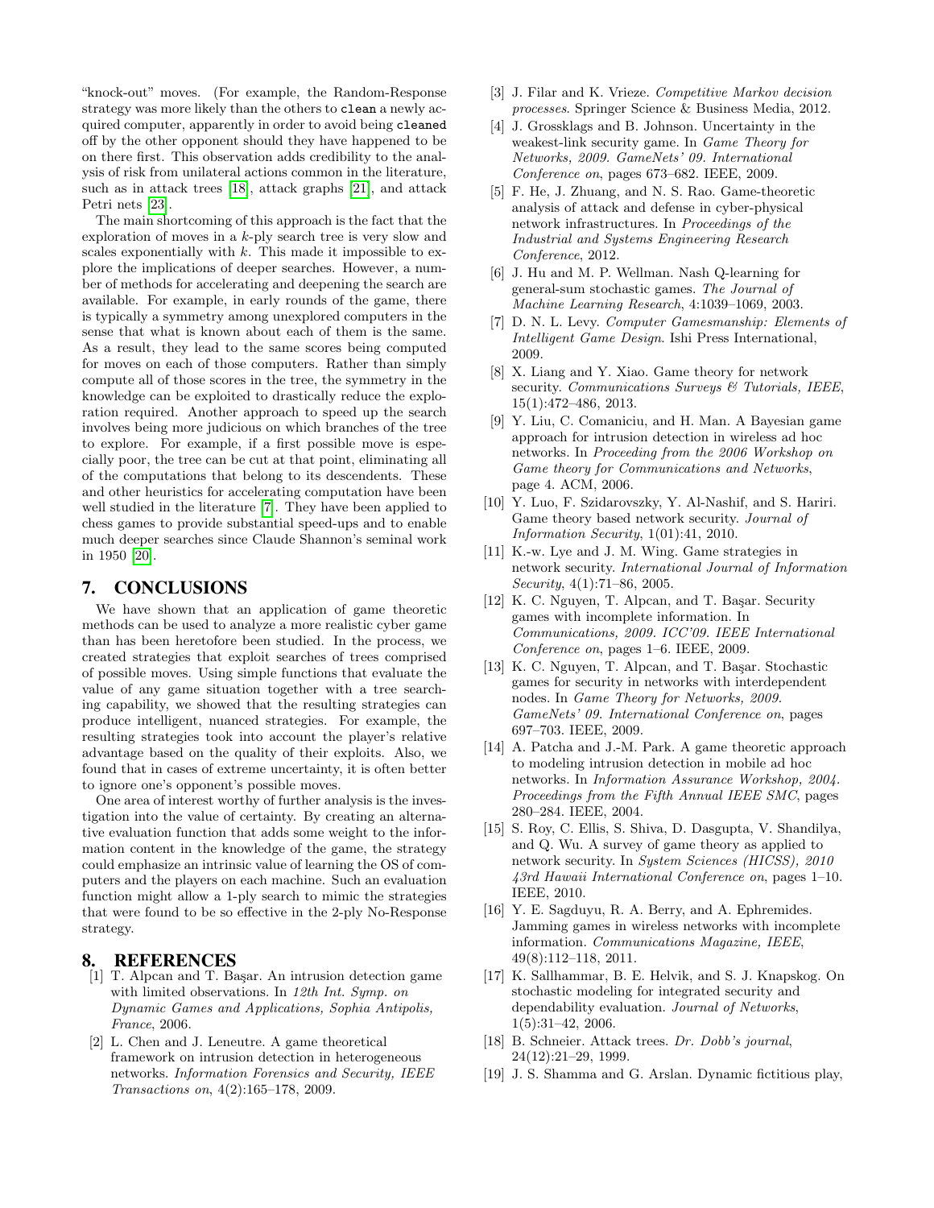"knock-out" moves. (For example, the Random-Response strategy was more likely than the others to `clean` a newly acquired computer, apparently in order to avoid being `cleaned` off by the other opponent should they have happened to be on there first. This observation adds credibility to the analysis of risk from unilateral actions common in the literature, such as in attack trees [18], attack graphs [21], and attack Petri nets [23].

The main shortcoming of this approach is the fact that the exploration of moves in a $k$-ply search tree is very slow and scales exponentially with $k$. This made it impossible to explore the implications of deeper searches. However, a number of methods for accelerating and deepening the search are available. For example, in early rounds of the game, there is typically a symmetry among unexplored computers in the sense that what is known about each of them is the same. As a result, they lead to the same scores being computed for moves on each of those computers. Rather than simply compute all of those scores in the tree, the symmetry in the knowledge can be exploited to drastically reduce the exploration required. Another approach to speed up the search involves being more judicious on which branches of the tree to explore. For example, if a first possible move is especially poor, the tree can be cut at that point, eliminating all of the computations that belong to its descendents. These and other heuristics for accelerating computation have been well studied in the literature [7]. They have been applied to chess games to provide substantial speed-ups and to enable much deeper searches since Claude Shannon's seminal work in 1950 [20].

## 7. CONCLUSIONS

We have shown that an application of game theoretic methods can be used to analyze a more realistic cyber game than has been heretofore been studied. In the process, we created strategies that exploit searches of trees comprised of possible moves. Using simple functions that evaluate the value of any game situation together with a tree searching capability, we showed that the resulting strategies can produce intelligent, nuanced strategies. For example, the resulting strategies took into account the player's relative advantage based on the quality of their exploits. Also, we found that in cases of extreme uncertainty, it is often better to ignore one's opponent's possible moves.

One area of interest worthy of further analysis is the investigation into the value of certainty. By creating an alternative evaluation function that adds some weight to the information content in the knowledge of the game, the strategy could emphasize an intrinsic value of learning the OS of computers and the players on each machine. Such an evaluation function might allow a 1-ply search to mimic the strategies that were found to be so effective in the 2-ply No-Response strategy.

## 8. REFERENCES

[1] T. Alpcan and T. Başar. An intrusion detection game with limited observations. In *12th Int. Symp. on Dynamic Games and Applications, Sophia Antipolis, France*, 2006.

[2] L. Chen and J. Leneutre. A game theoretical framework on intrusion detection in heterogeneous networks. *Information Forensics and Security, IEEE Transactions on*, 4(2):165–178, 2009.

[3] J. Filar and K. Vrieze. *Competitive Markov decision processes*. Springer Science & Business Media, 2012.

[4] J. Grossklags and B. Johnson. Uncertainty in the weakest-link security game. In *Game Theory for Networks, 2009. GameNets' 09. International Conference on*, pages 673–682. IEEE, 2009.

[5] F. He, J. Zhuang, and N. S. Rao. Game-theoretic analysis of attack and defense in cyber-physical network infrastructures. In *Proceedings of the Industrial and Systems Engineering Research Conference*, 2012.

[6] J. Hu and M. P. Wellman. Nash Q-learning for general-sum stochastic games. *The Journal of Machine Learning Research*, 4:1039–1069, 2003.

[7] D. N. L. Levy. *Computer Gamesmanship: Elements of Intelligent Game Design*. Ishi Press International, 2009.

[8] X. Liang and Y. Xiao. Game theory for network security. *Communications Surveys & Tutorials, IEEE*, 15(1):472–486, 2013.

[9] Y. Liu, C. Comaniciu, and H. Man. A Bayesian game approach for intrusion detection in wireless ad hoc networks. In *Proceeding from the 2006 Workshop on Game theory for Communications and Networks*, page 4. ACM, 2006.

[10] Y. Luo, F. Szidarovszky, Y. Al-Nashif, and S. Hariri. Game theory based network security. *Journal of Information Security*, 1(01):41, 2010.

[11] K.-w. Lye and J. M. Wing. Game strategies in network security. *International Journal of Information Security*, 4(1):71–86, 2005.

[12] K. C. Nguyen, T. Alpcan, and T. Başar. Security games with incomplete information. In *Communications, 2009. ICC'09. IEEE International Conference on*, pages 1–6. IEEE, 2009.

[13] K. C. Nguyen, T. Alpcan, and T. Başar. Stochastic games for security in networks with interdependent nodes. In *Game Theory for Networks, 2009. GameNets' 09. International Conference on*, pages 697–703. IEEE, 2009.

[14] A. Patcha and J.-M. Park. A game theoretic approach to modeling intrusion detection in mobile ad hoc networks. In *Information Assurance Workshop, 2004. Proceedings from the Fifth Annual IEEE SMC*, pages 280–284. IEEE, 2004.

[15] S. Roy, C. Ellis, S. Shiva, D. Dasgupta, V. Shandilya, and Q. Wu. A survey of game theory as applied to network security. In *System Sciences (HICSS), 2010 43rd Hawaii International Conference on*, pages 1–10. IEEE, 2010.

[16] Y. E. Sagduyu, R. A. Berry, and A. Ephremides. Jamming games in wireless networks with incomplete information. *Communications Magazine, IEEE*, 49(8):112–118, 2011.

[17] K. Sallhammar, B. E. Helvik, and S. J. Knapskog. On stochastic modeling for integrated security and dependability evaluation. *Journal of Networks*, 1(5):31–42, 2006.

[18] B. Schneier. Attack trees. *Dr. Dobb's journal*, 24(12):21–29, 1999.

[19] J. S. Shamma and G. Arslan. Dynamic fictitious play,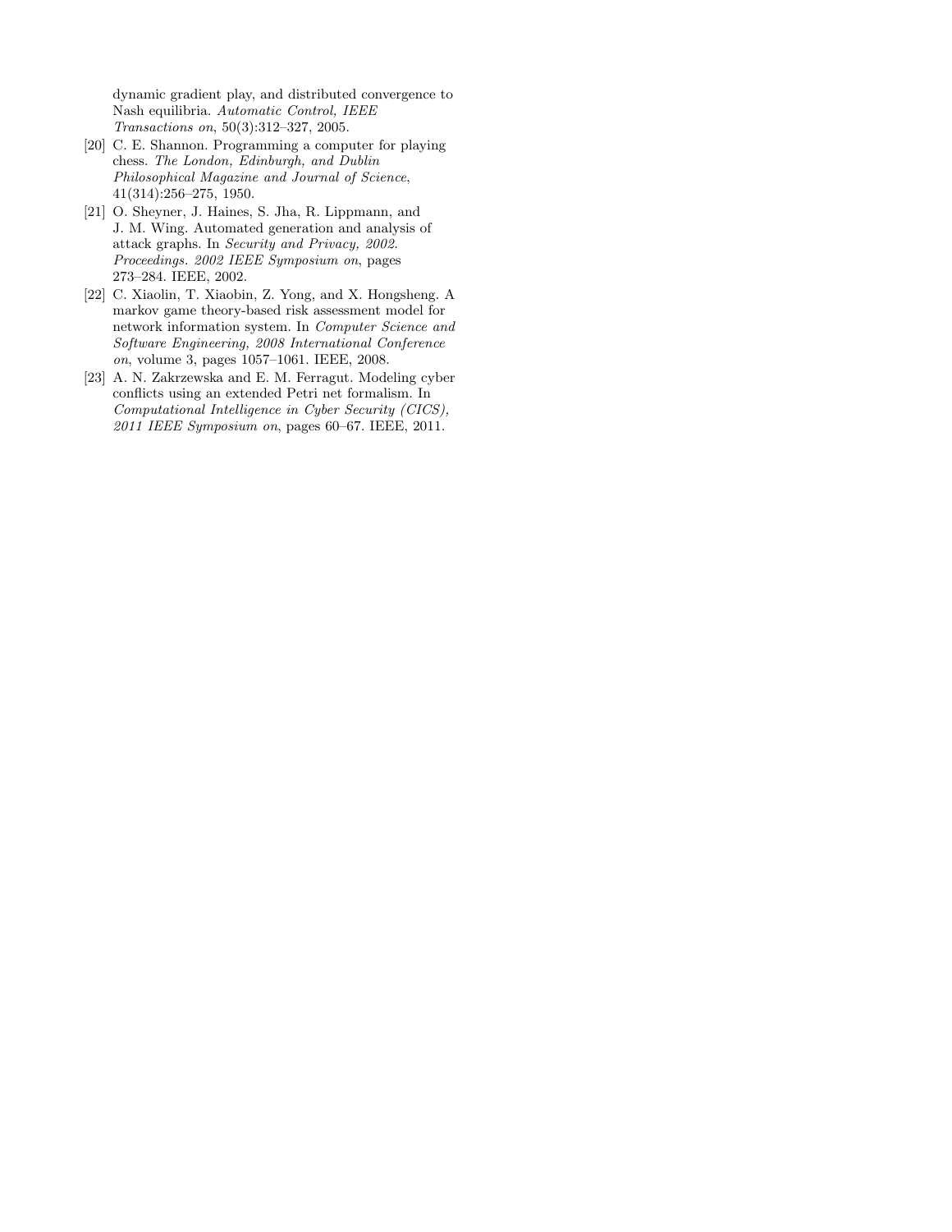dynamic gradient play, and distributed convergence to Nash equilibria. *Automatic Control, IEEE Transactions on*, 50(3):312–327, 2005.

[20] C. E. Shannon. Programming a computer for playing chess. *The London, Edinburgh, and Dublin Philosophical Magazine and Journal of Science*, 41(314):256–275, 1950.

[21] O. Sheyner, J. Haines, S. Jha, R. Lippmann, and J. M. Wing. Automated generation and analysis of attack graphs. In *Security and Privacy, 2002. Proceedings. 2002 IEEE Symposium on*, pages 273–284. IEEE, 2002.

[22] C. Xiaolin, T. Xiaobin, Z. Yong, and X. Hongsheng. A markov game theory-based risk assessment model for network information system. In *Computer Science and Software Engineering, 2008 International Conference on*, volume 3, pages 1057–1061. IEEE, 2008.

[23] A. N. Zakrzewska and E. M. Ferragut. Modeling cyber conflicts using an extended Petri net formalism. In *Computational Intelligence in Cyber Security (CICS), 2011 IEEE Symposium on*, pages 60–67. IEEE, 2011.